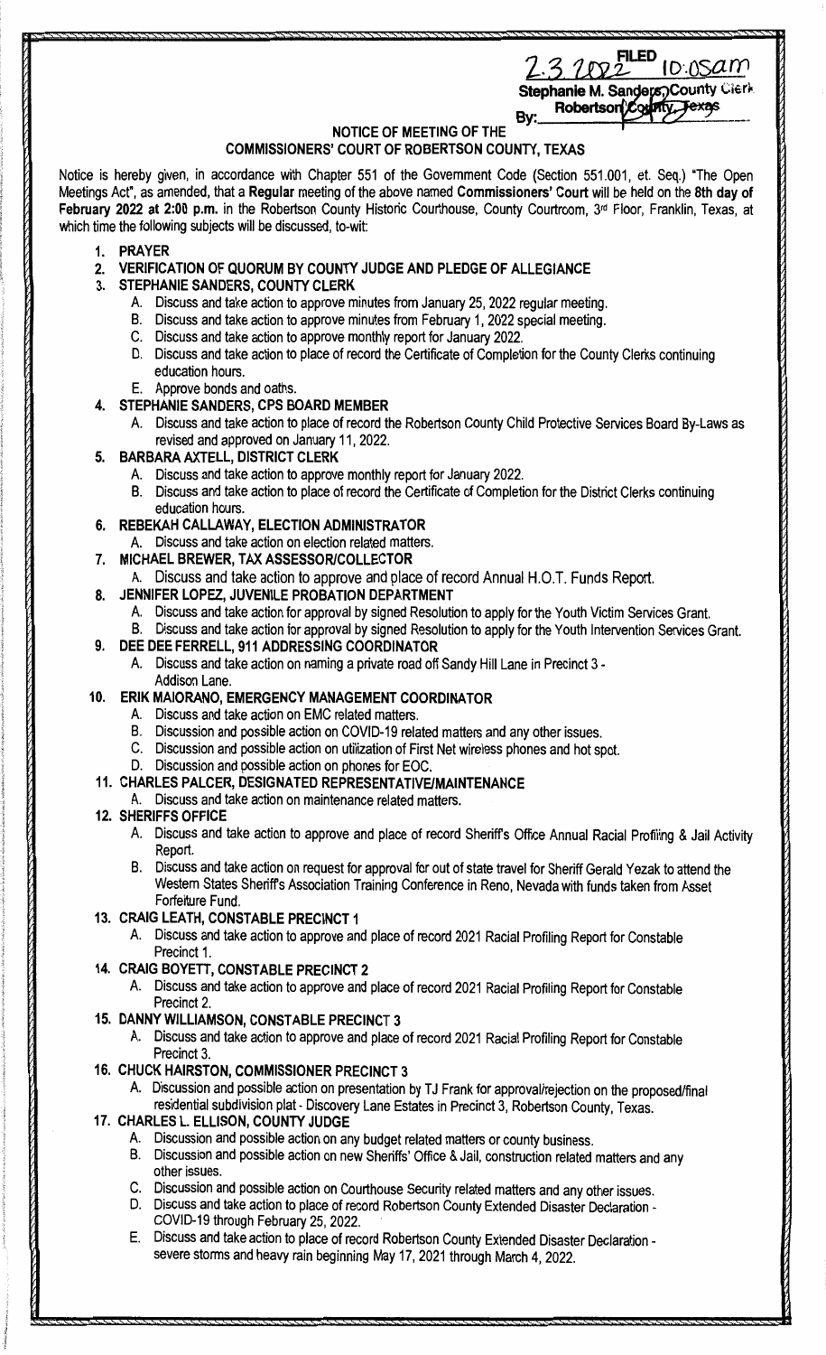FILED
2.3.2022 10:05am
Stephanie M. Sanders, County Clerk
Robertson County, Texas
By: ______

## NOTICE OF MEETING OF THE
## COMMISSIONERS' COURT OF ROBERTSON COUNTY, TEXAS

Notice is hereby given, in accordance with Chapter 551 of the Government Code (Section 551.001, et. Seq.) "The Open Meetings Act", as amended, that a **Regular** meeting of the above named **Commissioners' Court** will be held on the **8th day of February 2022 at 2:00 p.m.** in the Robertson County Historic Courthouse, County Courtroom, 3rd Floor, Franklin, Texas, at which time the following subjects will be discussed, to-wit:

1. **PRAYER**
2. **VERIFICATION OF QUORUM BY COUNTY JUDGE AND PLEDGE OF ALLEGIANCE**
3. **STEPHANIE SANDERS, COUNTY CLERK**
   - A. Discuss and take action to approve minutes from January 25, 2022 regular meeting.
   - B. Discuss and take action to approve minutes from February 1, 2022 special meeting.
   - C. Discuss and take action to approve monthly report for January 2022.
   - D. Discuss and take action to place of record the Certificate of Completion for the County Clerks continuing education hours.
   - E. Approve bonds and oaths.
4. **STEPHANIE SANDERS, CPS BOARD MEMBER**
   - A. Discuss and take action to place of record the Robertson County Child Protective Services Board By-Laws as revised and approved on January 11, 2022.
5. **BARBARA AXTELL, DISTRICT CLERK**
   - A. Discuss and take action to approve monthly report for January 2022.
   - B. Discuss and take action to place of record the Certificate of Completion for the District Clerks continuing education hours.
6. **REBEKAH CALLAWAY, ELECTION ADMINISTRATOR**
   - A. Discuss and take action on election related matters.
7. **MICHAEL BREWER, TAX ASSESSOR/COLLECTOR**
   - A. Discuss and take action to approve and place of record Annual H.O.T. Funds Report.
8. **JENNIFER LOPEZ, JUVENILE PROBATION DEPARTMENT**
   - A. Discuss and take action for approval by signed Resolution to apply for the Youth Victim Services Grant.
   - B. Discuss and take action for approval by signed Resolution to apply for the Youth Intervention Services Grant.
9. **DEE DEE FERRELL, 911 ADDRESSING COORDINATOR**
   - A. Discuss and take action on naming a private road off Sandy Hill Lane in Precinct 3 - Addison Lane.
10. **ERIK MAIORANO, EMERGENCY MANAGEMENT COORDINATOR**
    - A. Discuss and take action on EMC related matters.
    - B. Discussion and possible action on COVID-19 related matters and any other issues.
    - C. Discussion and possible action on utilization of First Net wireless phones and hot spot.
    - D. Discussion and possible action on phones for EOC.
11. **CHARLES PALCER, DESIGNATED REPRESENTATIVE/MAINTENANCE**
    - A. Discuss and take action on maintenance related matters.
12. **SHERIFFS OFFICE**
    - A. Discuss and take action to approve and place of record Sheriff's Office Annual Racial Profiling & Jail Activity Report.
    - B. Discuss and take action on request for approval for out of state travel for Sheriff Gerald Yezak to attend the Western States Sheriff's Association Training Conference in Reno, Nevada with funds taken from Asset Forfeiture Fund.
13. **CRAIG LEATH, CONSTABLE PRECINCT 1**
    - A. Discuss and take action to approve and place of record 2021 Racial Profiling Report for Constable Precinct 1.
14. **CRAIG BOYETT, CONSTABLE PRECINCT 2**
    - A. Discuss and take action to approve and place of record 2021 Racial Profiling Report for Constable Precinct 2.
15. **DANNY WILLIAMSON, CONSTABLE PRECINCT 3**
    - A. Discuss and take action to approve and place of record 2021 Racial Profiling Report for Constable Precinct 3.
16. **CHUCK HAIRSTON, COMMISSIONER PRECINCT 3**
    - A. Discussion and possible action on presentation by TJ Frank for approval/rejection on the proposed/final residential subdivision plat - Discovery Lane Estates in Precinct 3, Robertson County, Texas.
17. **CHARLES L. ELLISON, COUNTY JUDGE**
    - A. Discussion and possible action on any budget related matters or county business.
    - B. Discussion and possible action on new Sheriffs' Office & Jail, construction related matters and any other issues.
    - C. Discussion and possible action on Courthouse Security related matters and any other issues.
    - D. Discuss and take action to place of record Robertson County Extended Disaster Declaration - COVID-19 through February 25, 2022.
    - E. Discuss and take action to place of record Robertson County Extended Disaster Declaration - severe storms and heavy rain beginning May 17, 2021 through March 4, 2022.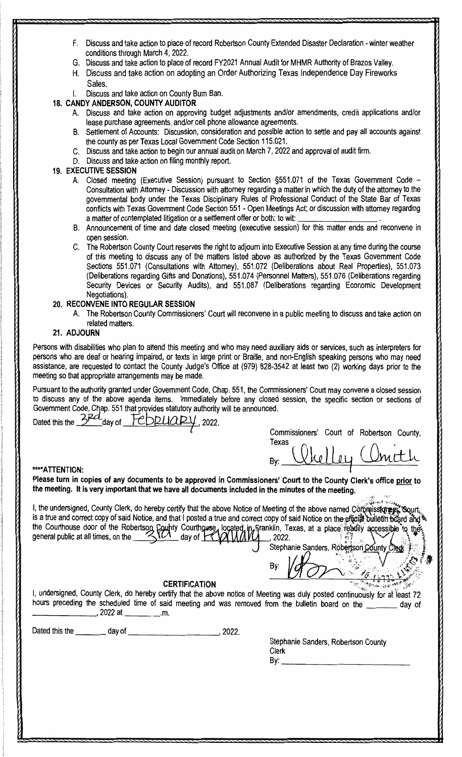F. Discuss and take action to place of record Robertson County Extended Disaster Declaration - winter weather conditions through March 4, 2022.

G. Discuss and take action to place of record FY2021 Annual Audit for MHMR Authority of Brazos Valley.

H. Discuss and take action on adopting an Order Authorizing Texas Independence Day Fireworks Sales.

I. Discuss and take action on County Burn Ban.

**18. CANDY ANDERSON, COUNTY AUDITOR**

A. Discuss and take action on approving budget adjustments and/or amendments, credit applications and/or lease purchase agreements, and/or cell phone allowance agreements.

B. Settlement of Accounts: Discussion, consideration and possible action to settle and pay all accounts against the county as per Texas Local Government Code Section 115.021.

C. Discuss and take action to begin our annual audit on March 7, 2022 and approval of audit firm.

D. Discuss and take action on filing monthly report.

**19. EXECUTIVE SESSION**

A. Closed meeting (Executive Session) pursuant to Section §551.071 of the Texas Government Code – Consultation with Attorney - Discussion with attorney regarding a matter in which the duty of the attorney to the governmental body under the Texas Disciplinary Rules of Professional Conduct of the State Bar of Texas conflicts with Texas Government Code Section 551 - Open Meetings Act; or discussion with attorney regarding a matter of contemplated litigation or a settlement offer or both; to wit: ________________ .

B. Announcement of time and date closed meeting (executive session) for this matter ends and reconvene in open session.

C. The Robertson County Court reserves the right to adjourn into Executive Session at any time during the course of this meeting to discuss any of the matters listed above as authorized by the Texas Government Code Sections 551.071 (Consultations with Attorney), 551.072 (Deliberations about Real Properties), 551.073 (Deliberations regarding Gifts and Donations), 551.074 (Personnel Matters), 551.076 (Deliberations regarding Security Devices or Security Audits), and 551.087 (Deliberations regarding Economic Development Negotiations).

**20. RECONVENE INTO REGULAR SESSION**

A. The Robertson County Commissioners' Court will reconvene in a public meeting to discuss and take action on related matters.

**21. ADJOURN**

Persons with disabilities who plan to attend this meeting and who may need auxiliary aids or services, such as interpreters for persons who are deaf or hearing impaired, or texts in large print or Braille, and non-English speaking persons who may need assistance, are requested to contact the County Judge's Office at (979) 828-3542 at least two (2) working days prior to the meeting so that appropriate arrangements may be made.

Pursuant to the authority granted under Government Code, Chap. 551, the Commissioners' Court may convene a closed session to discuss any of the above agenda items. Immediately before any closed session, the specific section or sections of Government Code, Chap. 551 that provides statutory authority will be announced.

Dated this the 3rd day of February, 2022.

Commissioners' Court of Robertson County, Texas

By: Shelley Smith

****ATTENTION:

**Please turn in copies of any documents to be approved in Commissioners' Court to the County Clerk's office prior to the meeting. It is very important that we have all documents included in the minutes of the meeting.**

I, the undersigned, County Clerk, do hereby certify that the above Notice of Meeting of the above named Commissioners' Court, is a true and correct copy of said Notice, and that I posted a true and correct copy of said Notice on the official bulletin board and the Courthouse door of the Robertson County Courthouse, located in Franklin, Texas, at a place readily accessible to the general public at all times, on the 3rd day of February, 2022.

Stephanie Sanders, Robertson County Clerk

By: ________

**CERTIFICATION**

I, undersigned, County Clerk, do hereby certify that the above notice of Meeting was duly posted continuously for at least 72 hours preceding the scheduled time of said meeting and was removed from the bulletin board on the _______ day of _______________, 2022 at _______ _.m.

Dated this the _______ day of ____________________, 2022.

Stephanie Sanders, Robertson County Clerk

By: ______________________